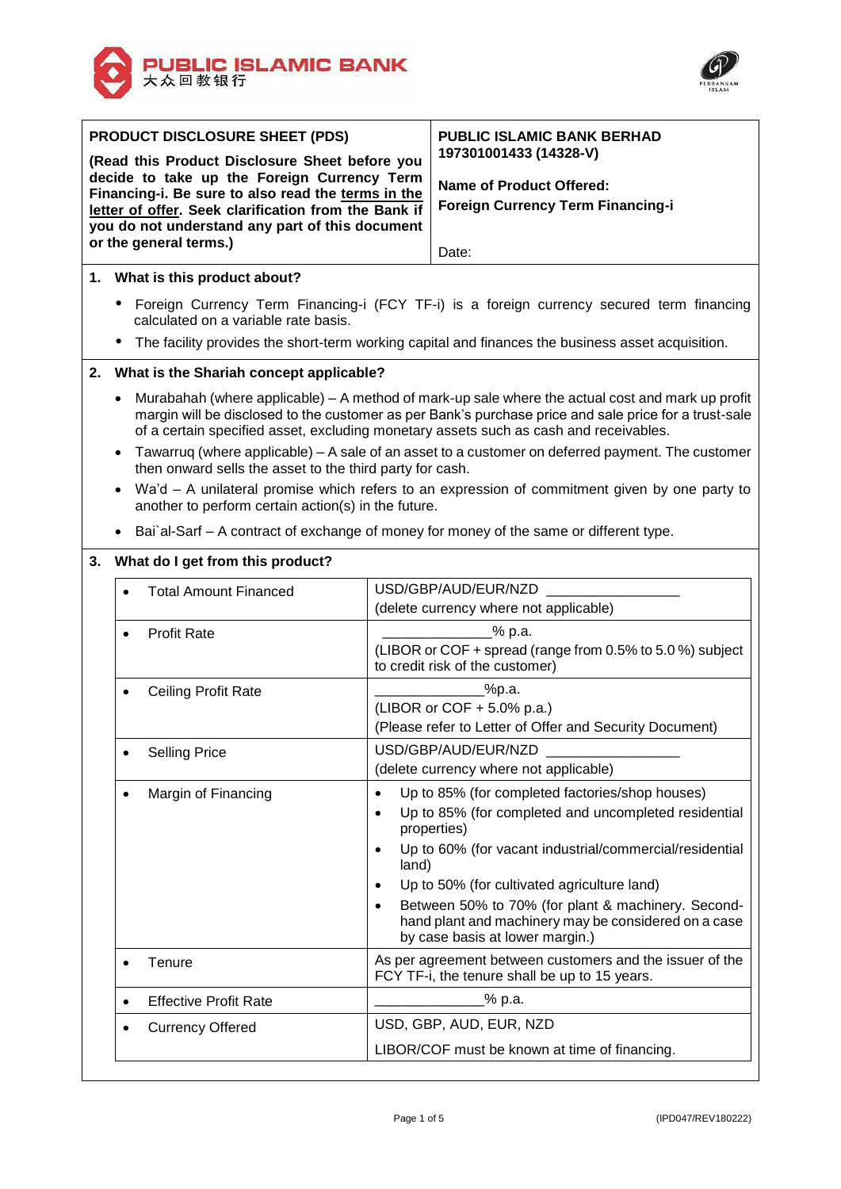PUBLIC ISLAMIC BANK
大众回教银行

| **PRODUCT DISCLOSURE SHEET (PDS)**<br><br>**(Read this Product Disclosure Sheet before you decide to take up the Foreign Currency Term Financing-i. Be sure to also read the terms in the letter of offer. Seek clarification from the Bank if you do not understand any part of this document or the general terms.)** | **PUBLIC ISLAMIC BANK BERHAD 197301001433 (14328-V)**<br><br>**Name of Product Offered:**<br>**Foreign Currency Term Financing-i**<br><br>Date: |
|---|---|

## 1. What is this product about?

- Foreign Currency Term Financing-i (FCY TF-i) is a foreign currency secured term financing calculated on a variable rate basis.
- The facility provides the short-term working capital and finances the business asset acquisition.

## 2. What is the Shariah concept applicable?

- Murabahah (where applicable) – A method of mark-up sale where the actual cost and mark up profit margin will be disclosed to the customer as per Bank's purchase price and sale price for a trust-sale of a certain specified asset, excluding monetary assets such as cash and receivables.
- Tawarruq (where applicable) – A sale of an asset to a customer on deferred payment. The customer then onward sells the asset to the third party for cash.
- Wa'd – A unilateral promise which refers to an expression of commitment given by one party to another to perform certain action(s) in the future.
- Bai`al-Sarf – A contract of exchange of money for money of the same or different type.

## 3. What do I get from this product?

| | |
|---|---|
| • Total Amount Financed | USD/GBP/AUD/EUR/NZD ________________<br>(delete currency where not applicable) |
| • Profit Rate | _____________% p.a.<br>(LIBOR or COF + spread (range from 0.5% to 5.0 %) subject to credit risk of the customer) |
| • Ceiling Profit Rate | _____________%p.a.<br>(LIBOR or COF + 5.0% p.a.)<br>(Please refer to Letter of Offer and Security Document) |
| • Selling Price | USD/GBP/AUD/EUR/NZD ________________<br>(delete currency where not applicable) |
| • Margin of Financing | • Up to 85% (for completed factories/shop houses)<br>• Up to 85% (for completed and uncompleted residential properties)<br>• Up to 60% (for vacant industrial/commercial/residential land)<br>• Up to 50% (for cultivated agriculture land)<br>• Between 50% to 70% (for plant & machinery. Second-hand plant and machinery may be considered on a case by case basis at lower margin.) |
| • Tenure | As per agreement between customers and the issuer of the FCY TF-i, the tenure shall be up to 15 years. |
| • Effective Profit Rate | _____________% p.a. |
| • Currency Offered | USD, GBP, AUD, EUR, NZD<br>LIBOR/COF must be known at time of financing. |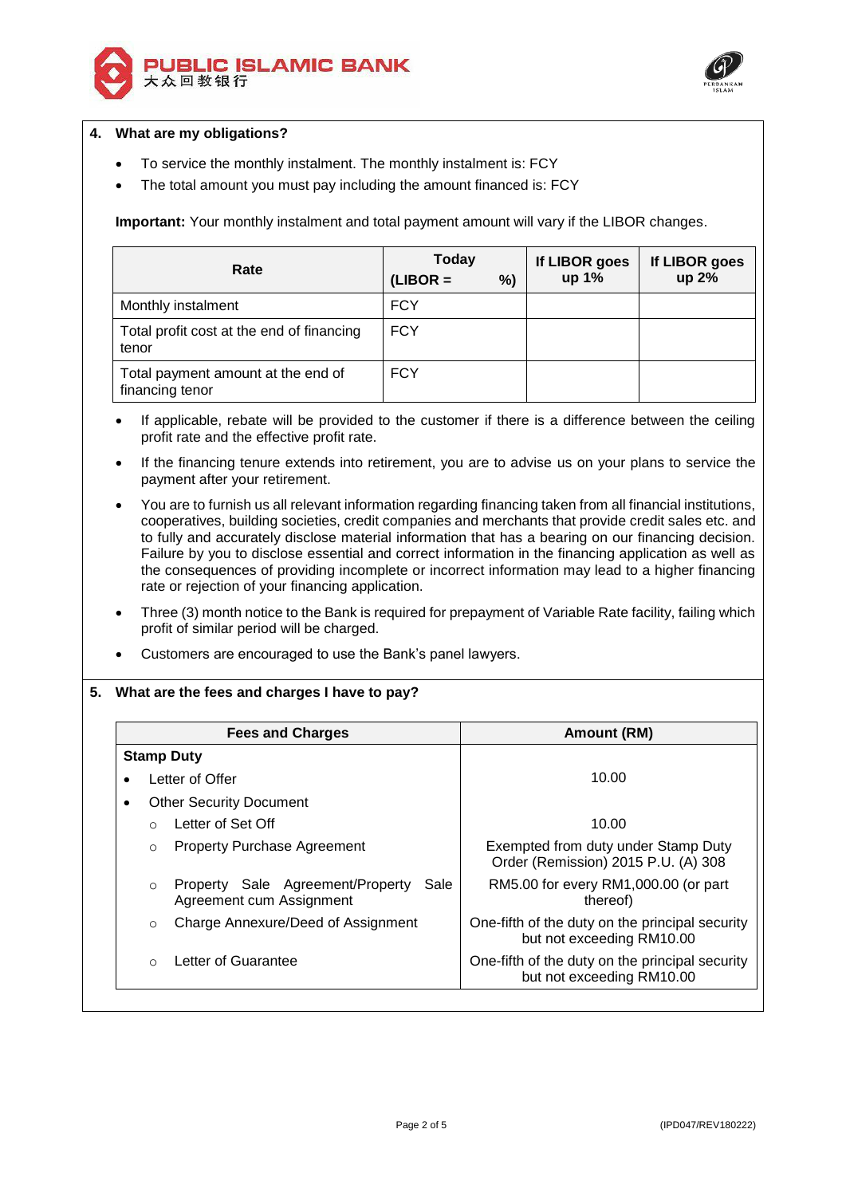## 4. What are my obligations?

- To service the monthly instalment. The monthly instalment is: FCY
- The total amount you must pay including the amount financed is: FCY

**Important:** Your monthly instalment and total payment amount will vary if the LIBOR changes.

| Rate | Today (LIBOR = %) | If LIBOR goes up 1% | If LIBOR goes up 2% |
|---|---|---|---|
| Monthly instalment | FCY | | |
| Total profit cost at the end of financing tenor | FCY | | |
| Total payment amount at the end of financing tenor | FCY | | |

- If applicable, rebate will be provided to the customer if there is a difference between the ceiling profit rate and the effective profit rate.
- If the financing tenure extends into retirement, you are to advise us on your plans to service the payment after your retirement.
- You are to furnish us all relevant information regarding financing taken from all financial institutions, cooperatives, building societies, credit companies and merchants that provide credit sales etc. and to fully and accurately disclose material information that has a bearing on our financing decision. Failure by you to disclose essential and correct information in the financing application as well as the consequences of providing incomplete or incorrect information may lead to a higher financing rate or rejection of your financing application.
- Three (3) month notice to the Bank is required for prepayment of Variable Rate facility, failing which profit of similar period will be charged.
- Customers are encouraged to use the Bank's panel lawyers.

## 5. What are the fees and charges I have to pay?

| Fees and Charges | Amount (RM) |
|---|---|
| **Stamp Duty** | |
| • Letter of Offer | 10.00 |
| • Other Security Document | |
| ○ Letter of Set Off | 10.00 |
| ○ Property Purchase Agreement | Exempted from duty under Stamp Duty Order (Remission) 2015 P.U. (A) 308 |
| ○ Property Sale Agreement/Property Sale Agreement cum Assignment | RM5.00 for every RM1,000.00 (or part thereof) |
| ○ Charge Annexure/Deed of Assignment | One-fifth of the duty on the principal security but not exceeding RM10.00 |
| ○ Letter of Guarantee | One-fifth of the duty on the principal security but not exceeding RM10.00 |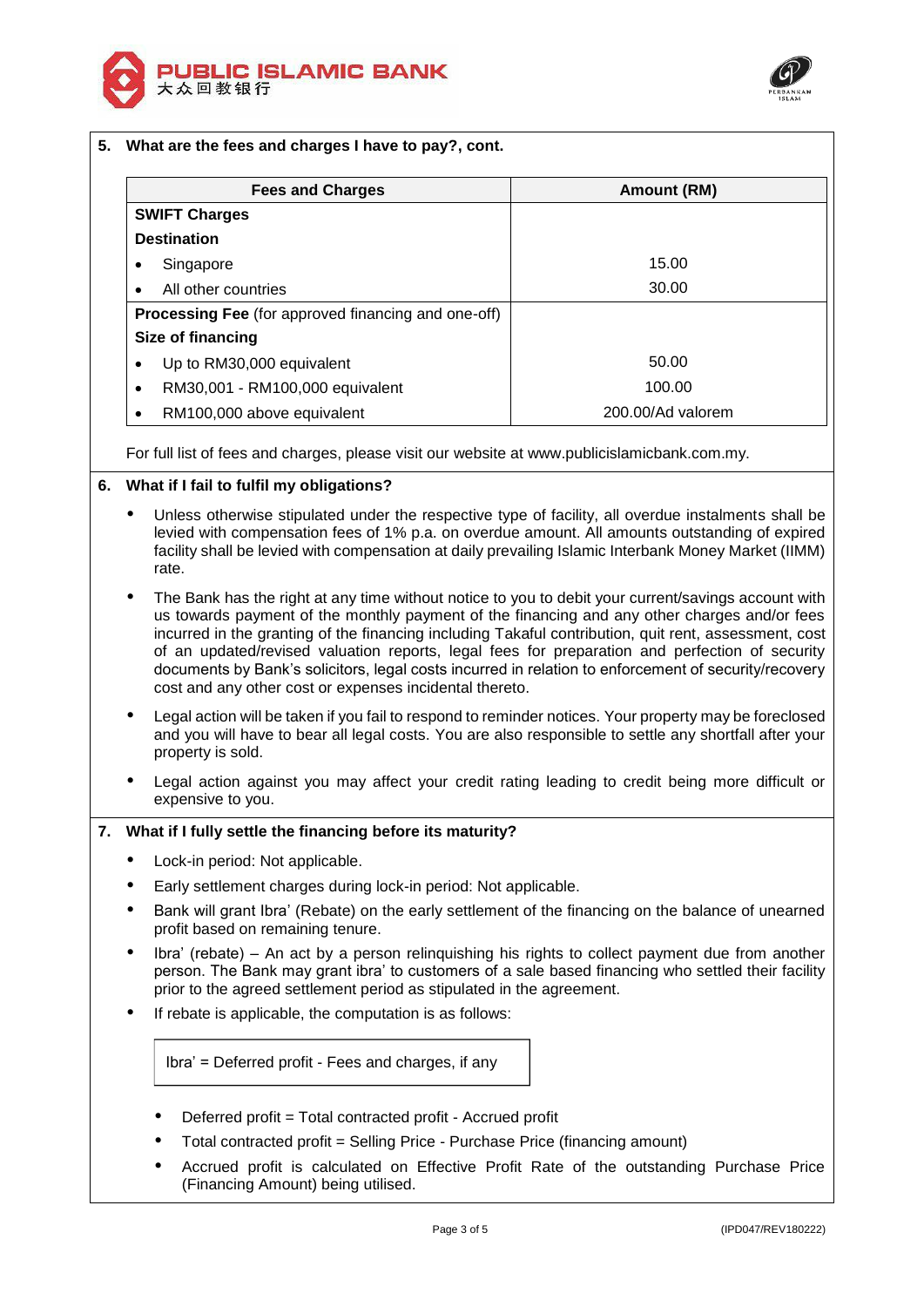**5. What are the fees and charges I have to pay?, cont.**

| Fees and Charges | Amount (RM) |
|---|---|
| **SWIFT Charges** | |
| **Destination** | |
| • Singapore | 15.00 |
| • All other countries | 30.00 |
| **Processing Fee** (for approved financing and one-off) | |
| **Size of financing** | |
| • Up to RM30,000 equivalent | 50.00 |
| • RM30,001 - RM100,000 equivalent | 100.00 |
| • RM100,000 above equivalent | 200.00/Ad valorem |

For full list of fees and charges, please visit our website at www.publicislamicbank.com.my.

**6. What if I fail to fulfil my obligations?**

- Unless otherwise stipulated under the respective type of facility, all overdue instalments shall be levied with compensation fees of 1% p.a. on overdue amount. All amounts outstanding of expired facility shall be levied with compensation at daily prevailing Islamic Interbank Money Market (IIMM) rate.
- The Bank has the right at any time without notice to you to debit your current/savings account with us towards payment of the monthly payment of the financing and any other charges and/or fees incurred in the granting of the financing including Takaful contribution, quit rent, assessment, cost of an updated/revised valuation reports, legal fees for preparation and perfection of security documents by Bank's solicitors, legal costs incurred in relation to enforcement of security/recovery cost and any other cost or expenses incidental thereto.
- Legal action will be taken if you fail to respond to reminder notices. Your property may be foreclosed and you will have to bear all legal costs. You are also responsible to settle any shortfall after your property is sold.
- Legal action against you may affect your credit rating leading to credit being more difficult or expensive to you.

**7. What if I fully settle the financing before its maturity?**

- Lock-in period: Not applicable.
- Early settlement charges during lock-in period: Not applicable.
- Bank will grant Ibra' (Rebate) on the early settlement of the financing on the balance of unearned profit based on remaining tenure.
- Ibra' (rebate) – An act by a person relinquishing his rights to collect payment due from another person. The Bank may grant ibra' to customers of a sale based financing who settled their facility prior to the agreed settlement period as stipulated in the agreement.
- If rebate is applicable, the computation is as follows:

  Ibra' = Deferred profit - Fees and charges, if any

  - Deferred profit = Total contracted profit - Accrued profit
  - Total contracted profit = Selling Price - Purchase Price (financing amount)
  - Accrued profit is calculated on Effective Profit Rate of the outstanding Purchase Price (Financing Amount) being utilised.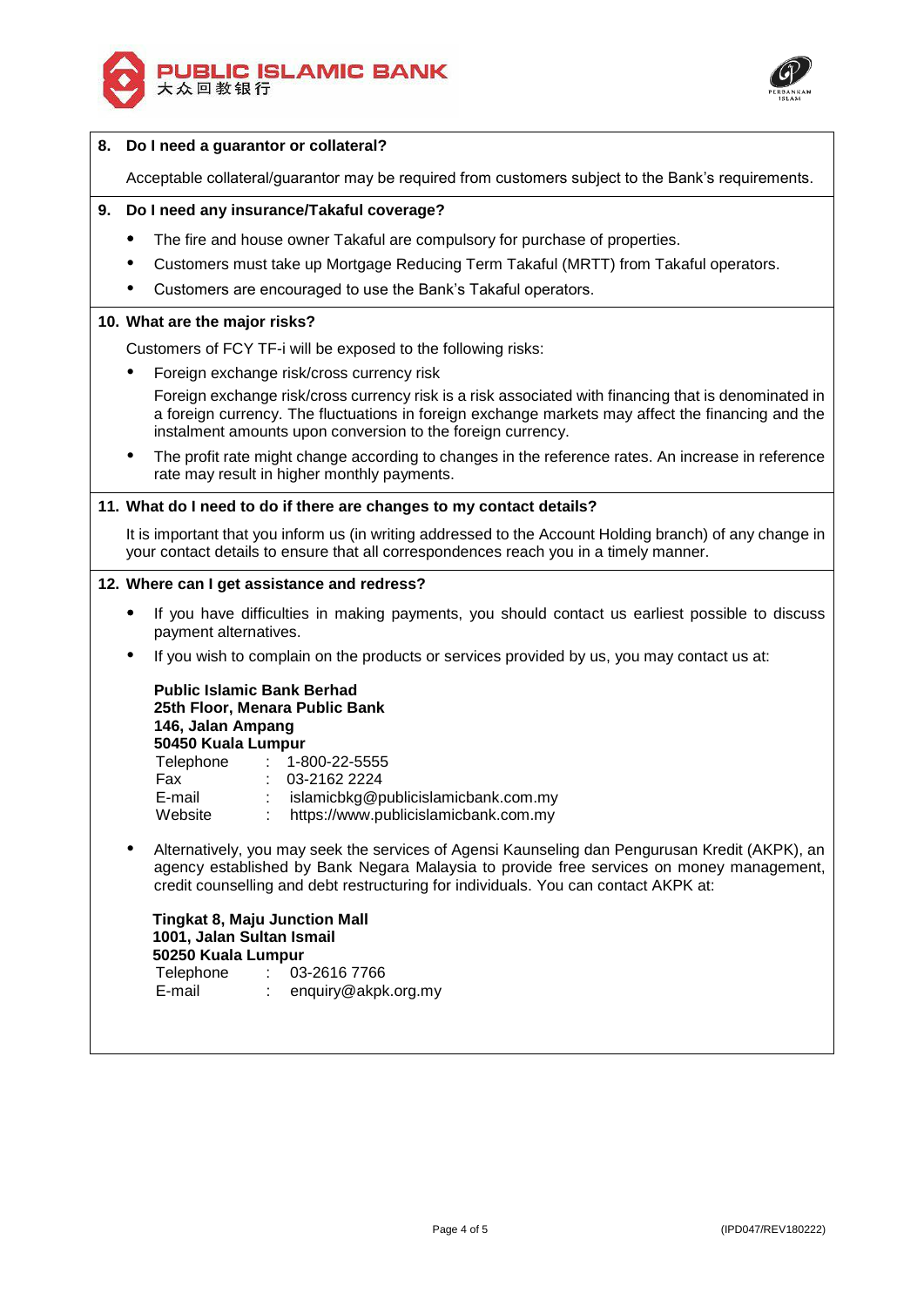## 8. Do I need a guarantor or collateral?

Acceptable collateral/guarantor may be required from customers subject to the Bank's requirements.

## 9. Do I need any insurance/Takaful coverage?

- The fire and house owner Takaful are compulsory for purchase of properties.
- Customers must take up Mortgage Reducing Term Takaful (MRTT) from Takaful operators.
- Customers are encouraged to use the Bank's Takaful operators.

## 10. What are the major risks?

Customers of FCY TF-i will be exposed to the following risks:

- Foreign exchange risk/cross currency risk

  Foreign exchange risk/cross currency risk is a risk associated with financing that is denominated in a foreign currency. The fluctuations in foreign exchange markets may affect the financing and the instalment amounts upon conversion to the foreign currency.

- The profit rate might change according to changes in the reference rates. An increase in reference rate may result in higher monthly payments.

## 11. What do I need to do if there are changes to my contact details?

It is important that you inform us (in writing addressed to the Account Holding branch) of any change in your contact details to ensure that all correspondences reach you in a timely manner.

## 12. Where can I get assistance and redress?

- If you have difficulties in making payments, you should contact us earliest possible to discuss payment alternatives.
- If you wish to complain on the products or services provided by us, you may contact us at:

  **Public Islamic Bank Berhad**
  **25th Floor, Menara Public Bank**
  **146, Jalan Ampang**
  **50450 Kuala Lumpur**
  Telephone : 1-800-22-5555
  Fax : 03-2162 2224
  E-mail : islamicbkg@publicislamicbank.com.my
  Website : https://www.publicislamicbank.com.my

- Alternatively, you may seek the services of Agensi Kaunseling dan Pengurusan Kredit (AKPK), an agency established by Bank Negara Malaysia to provide free services on money management, credit counselling and debt restructuring for individuals. You can contact AKPK at:

  **Tingkat 8, Maju Junction Mall**
  **1001, Jalan Sultan Ismail**
  **50250 Kuala Lumpur**
  Telephone : 03-2616 7766
  E-mail : enquiry@akpk.org.my

(IPD047/REV180222)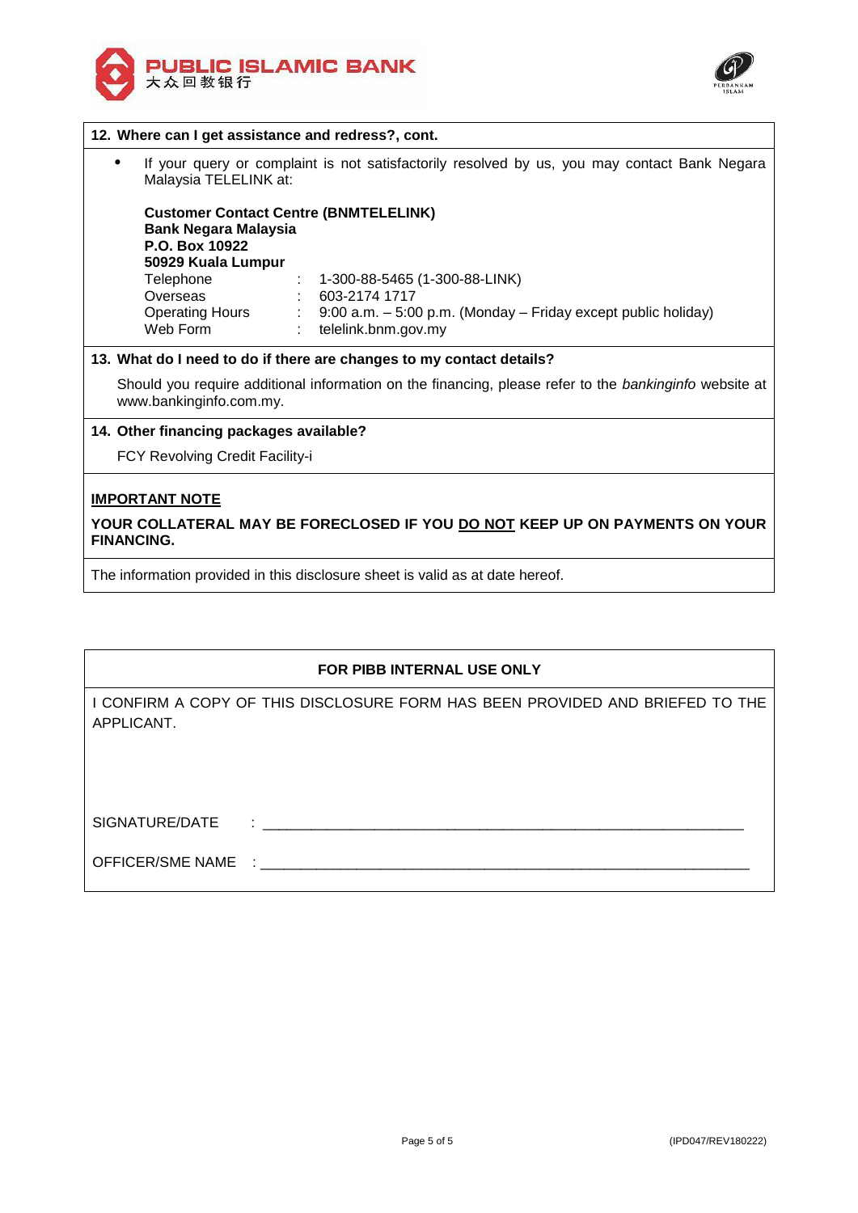**12. Where can I get assistance and redress?, cont.**

- If your query or complaint is not satisfactorily resolved by us, you may contact Bank Negara Malaysia TELELINK at:

  **Customer Contact Centre (BNMTELELINK)**
  **Bank Negara Malaysia**
  **P.O. Box 10922**
  **50929 Kuala Lumpur**

| | | |
|---|---|---|
| Telephone | : | 1-300-88-5465 (1-300-88-LINK) |
| Overseas | : | 603-2174 1717 |
| Operating Hours | : | 9:00 a.m. – 5:00 p.m. (Monday – Friday except public holiday) |
| Web Form | : | telelink.bnm.gov.my |

**13. What do I need to do if there are changes to my contact details?**

Should you require additional information on the financing, please refer to the *bankinginfo* website at www.bankinginfo.com.my.

**14. Other financing packages available?**

FCY Revolving Credit Facility-i

**IMPORTANT NOTE**

**YOUR COLLATERAL MAY BE FORECLOSED IF YOU DO NOT KEEP UP ON PAYMENTS ON YOUR FINANCING.**

The information provided in this disclosure sheet is valid as at date hereof.

**FOR PIBB INTERNAL USE ONLY**

I CONFIRM A COPY OF THIS DISCLOSURE FORM HAS BEEN PROVIDED AND BRIEFED TO THE APPLICANT.

SIGNATURE/DATE : ____________________________________________

OFFICER/SME NAME : ____________________________________________

(IPD047/REV180222)